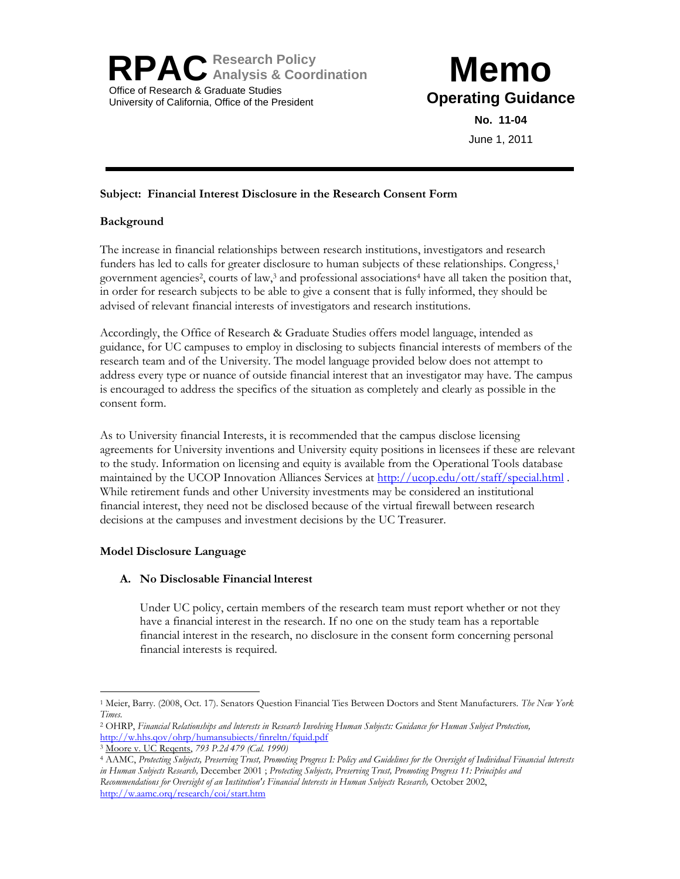**RPAC** Research Policy Analysis & Coordination
Office of Research & Graduate Studies
University of California, Office of the President

# Memo

## Operating Guidance

**No. 11-04**

June 1, 2011

---

**Subject: Financial Interest Disclosure in the Research Consent Form**

**Background**

The increase in financial relationships between research institutions, investigators and research funders has led to calls for greater disclosure to human subjects of these relationships. Congress,[1] government agencies[2], courts of law,[3] and professional associations[4] have all taken the position that, in order for research subjects to be able to give a consent that is fully informed, they should be advised of relevant financial interests of investigators and research institutions.

Accordingly, the Office of Research & Graduate Studies offers model language, intended as guidance, for UC campuses to employ in disclosing to subjects financial interests of members of the research team and of the University. The model language provided below does not attempt to address every type or nuance of outside financial interest that an investigator may have. The campus is encouraged to address the specifics of the situation as completely and clearly as possible in the consent form.

As to University financial Interests, it is recommended that the campus disclose licensing agreements for University inventions and University equity positions in licensees if these are relevant to the study. Information on licensing and equity is available from the Operational Tools database maintained by the UCOP Innovation Alliances Services at http://ucop.edu/ott/staff/special.html . While retirement funds and other University investments may be considered an institutional financial interest, they need not be disclosed because of the virtual firewall between research decisions at the campuses and investment decisions by the UC Treasurer.

**Model Disclosure Language**

**A. No Disclosable Financial Interest**

Under UC policy, certain members of the research team must report whether or not they have a financial interest in the research. If no one on the study team has a reportable financial interest in the research, no disclosure in the consent form concerning personal financial interests is required.

---

[1] Meier, Barry. (2008, Oct. 17). Senators Question Financial Ties Between Doctors and Stent Manufacturers. *The New York Times.*

[2] OHRP, *Financial Relationships and Interests in Research Involving Human Subjects: Guidance for Human Subject Protection,* http://w.hhs.gov/ohrp/humansubjects/finreltn/fguid.pdf

[3] Moore v. UC Regents, *793 P.2d 479 (Cal. 1990)*

[4] AAMC, *Protecting Subjects, Preserving Trust, Promoting Progress I: Policy and Guidelines for the Oversight of Individual Financial Interests in Human Subjects Research,* December 2001 ; *Protecting Subjects, Preserving Trust, Promoting Progress 11: Principles and Recommendations for Oversight of an Institution's Financial Interests in Human Subjects Research,* October 2002, http://w.aamc.org/research/coi/start.htm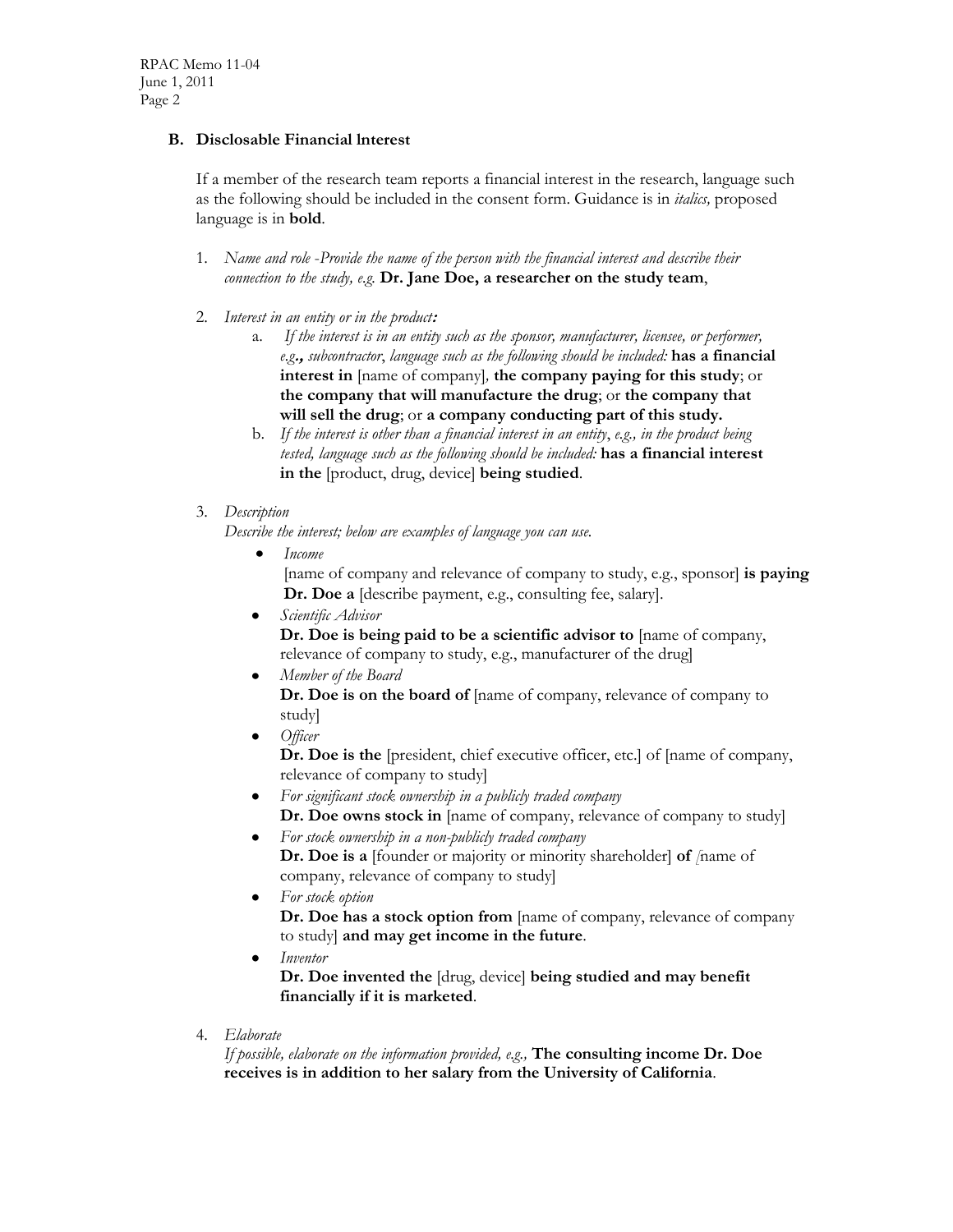### B. Disclosable Financial Interest

If a member of the research team reports a financial interest in the research, language such as the following should be included in the consent form. Guidance is in *italics,* proposed language is in **bold**.

1. *Name and role -Provide the name of the person with the financial interest and describe their connection to the study, e.g.* **Dr. Jane Doe, a researcher on the study team**,

2. *Interest in an entity or in the product:*
   a. *If the interest is in an entity such as the sponsor, manufacturer, licensee, or performer, e.g., subcontractor, language such as the following should be included:* **has a financial interest in** [name of company]*,* **the company paying for this study**; or **the company that will manufacture the drug**; or **the company that will sell the drug**; or **a company conducting part of this study.**
   b. *If the interest is other than a financial interest in an entity, e.g., in the product being tested, language such as the following should be included:* **has a financial interest in the** [product, drug, device] **being studied**.

3. *Description*
   *Describe the interest; below are examples of language you can use.*
   - *Income*
     [name of company and relevance of company to study, e.g., sponsor] **is paying Dr. Doe a** [describe payment, e.g., consulting fee, salary].
   - *Scientific Advisor*
     **Dr. Doe is being paid to be a scientific advisor to** [name of company, relevance of company to study, e.g., manufacturer of the drug]
   - *Member of the Board*
     **Dr. Doe is on the board of** [name of company, relevance of company to study]
   - *Officer*
     **Dr. Doe is the** [president, chief executive officer, etc.] of [name of company, relevance of company to study]
   - *For significant stock ownership in a publicly traded company*
     **Dr. Doe owns stock in** [name of company, relevance of company to study]
   - *For stock ownership in a non-publicly traded company*
     **Dr. Doe is a** [founder or majority or minority shareholder] **of** [name of company, relevance of company to study]
   - *For stock option*
     **Dr. Doe has a stock option from** [name of company, relevance of company to study] **and may get income in the future**.
   - *Inventor*
     **Dr. Doe invented the** [drug, device] **being studied and may benefit financially if it is marketed**.

4. *Elaborate*
   *If possible, elaborate on the information provided, e.g.,* **The consulting income Dr. Doe receives is in addition to her salary from the University of California**.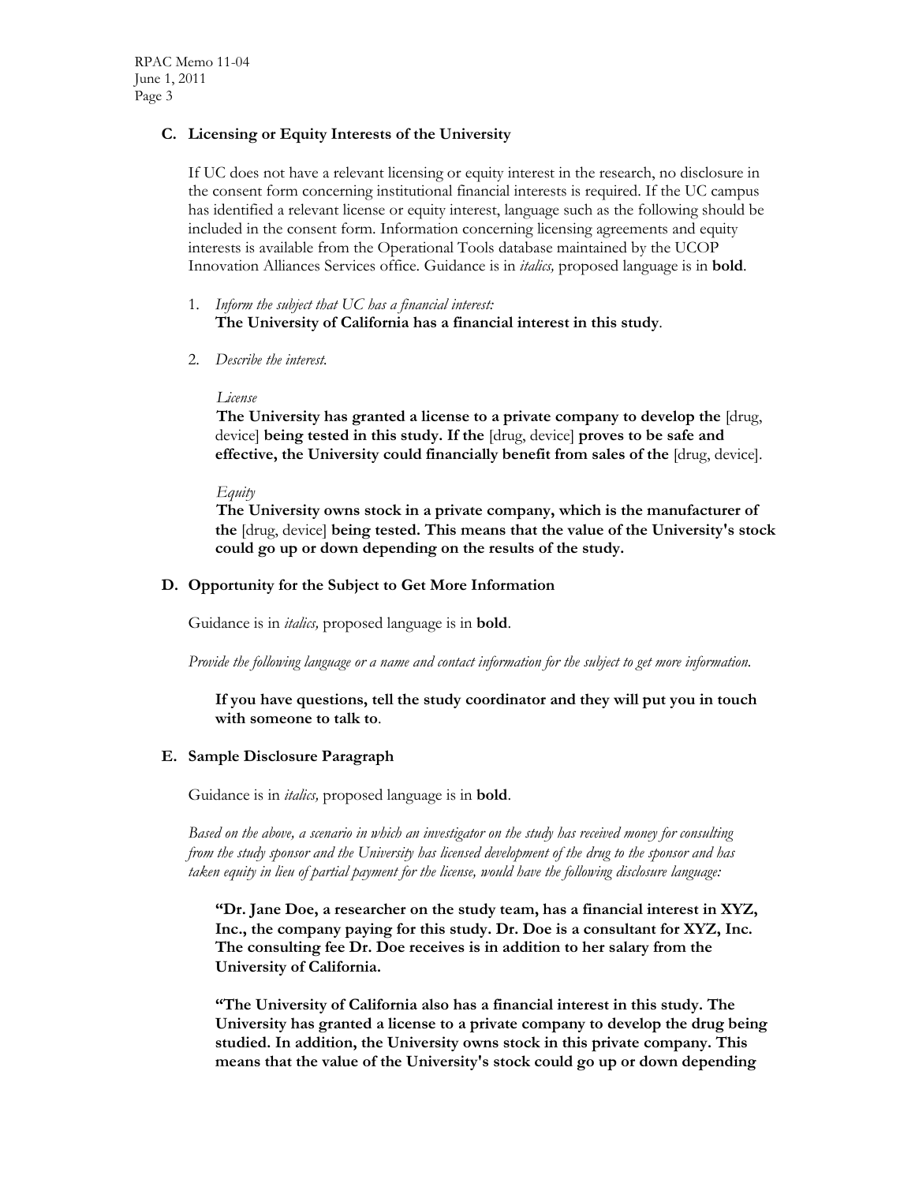### C. Licensing or Equity Interests of the University

If UC does not have a relevant licensing or equity interest in the research, no disclosure in the consent form concerning institutional financial interests is required. If the UC campus has identified a relevant license or equity interest, language such as the following should be included in the consent form. Information concerning licensing agreements and equity interests is available from the Operational Tools database maintained by the UCOP Innovation Alliances Services office. Guidance is in *italics,* proposed language is in **bold**.

1. *Inform the subject that UC has a financial interest:*
   **The University of California has a financial interest in this study**.

2. *Describe the interest.*

   *License*
   **The University has granted a license to a private company to develop the** [drug, device] **being tested in this study. If the** [drug, device] **proves to be safe and effective, the University could financially benefit from sales of the** [drug, device].

   *Equity*
   **The University owns stock in a private company, which is the manufacturer of the** [drug, device] **being tested. This means that the value of the University's stock could go up or down depending on the results of the study.**

### D. Opportunity for the Subject to Get More Information

Guidance is in *italics,* proposed language is in **bold**.

*Provide the following language or a name and contact information for the subject to get more information.*

> **If you have questions, tell the study coordinator and they will put you in touch with someone to talk to**.

### E. Sample Disclosure Paragraph

Guidance is in *italics,* proposed language is in **bold**.

*Based on the above, a scenario in which an investigator on the study has received money for consulting from the study sponsor and the University has licensed development of the drug to the sponsor and has taken equity in lieu of partial payment for the license, would have the following disclosure language:*

> **"Dr. Jane Doe, a researcher on the study team, has a financial interest in XYZ, Inc., the company paying for this study. Dr. Doe is a consultant for XYZ, Inc. The consulting fee Dr. Doe receives is in addition to her salary from the University of California.**
>
> **"The University of California also has a financial interest in this study. The University has granted a license to a private company to develop the drug being studied. In addition, the University owns stock in this private company. This means that the value of the University's stock could go up or down depending**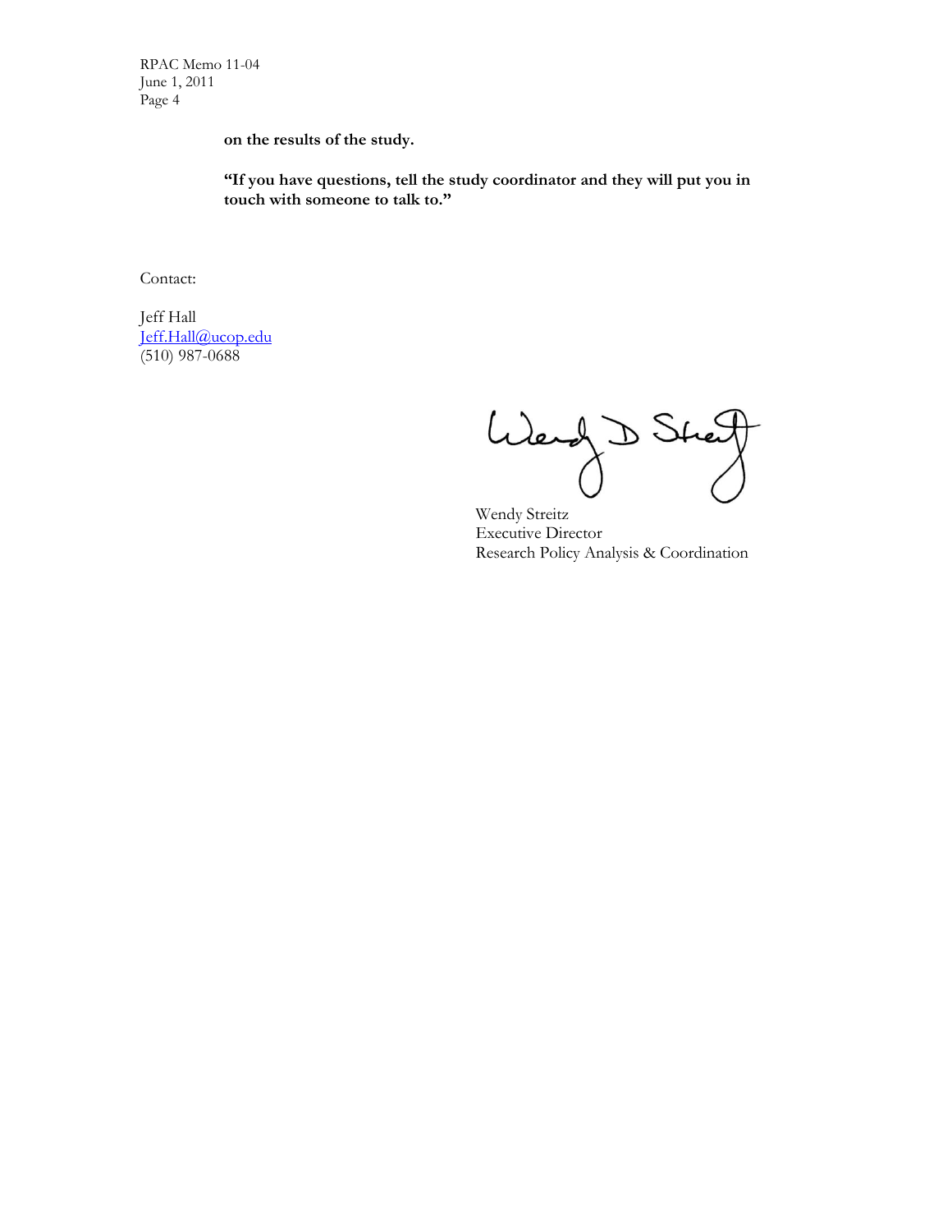**on the results of the study.**

**"If you have questions, tell the study coordinator and they will put you in touch with someone to talk to."**

Contact:

Jeff Hall
Jeff.Hall@ucop.edu
(510) 987-0688

Wendy Streitz
Executive Director
Research Policy Analysis & Coordination